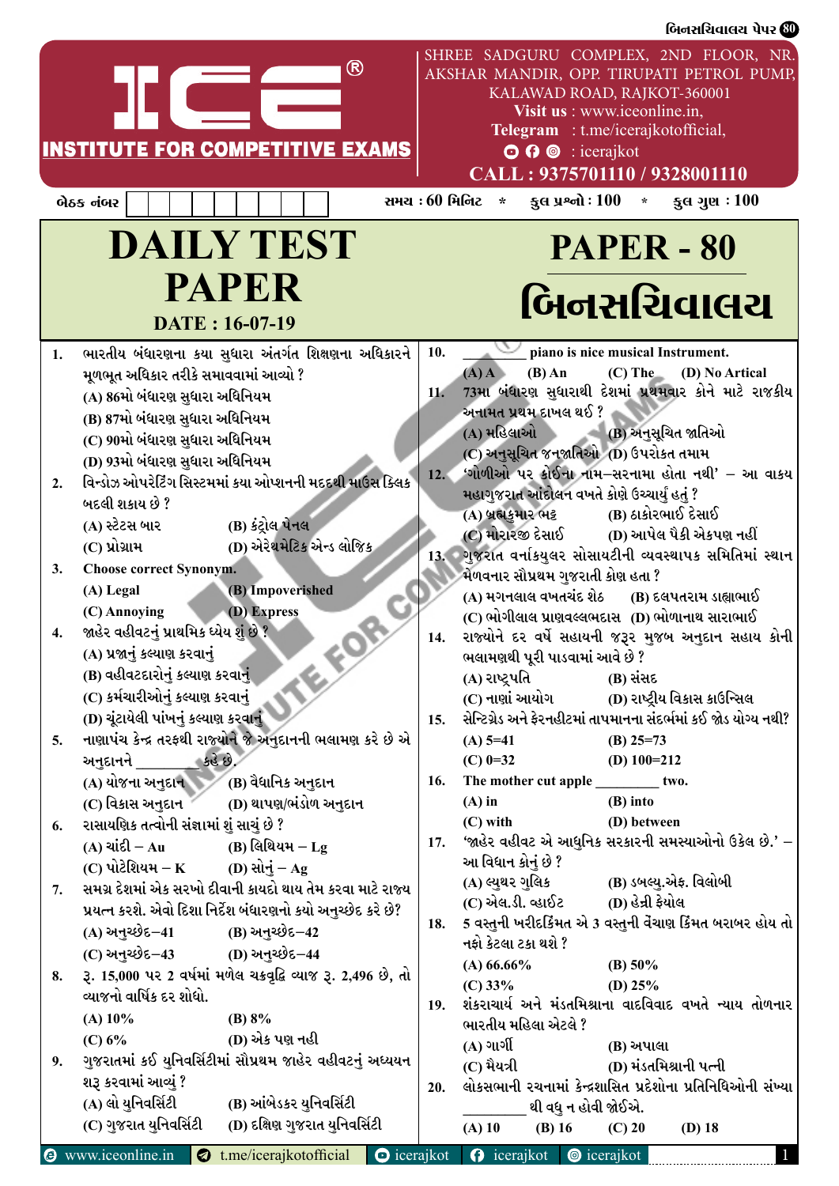# ICE® INSTITUTE FOR COMPETITIVE EXAMS

SHREE SADGURU COMPLEX, 2ND FLOOR, NR. AKSHAR MANDIR, OPP. TIRUPATI PETROL PUMP, KALAWAD ROAD, RAJKOT-360001
**Visit us** : www.iceonline.in,
**Telegram** : t.me/icerajkotofficial,
: icerajkot
**CALL : 9375701110 / 9328001110**

બેઠક નંબર | | | | | | | | |

સમય : 60 મિનિટ * કુલ પ્રશ્નો : 100 * કુલ ગુણ : 100

# DAILY TEST PAPER

**DATE : 16-07-19**

# PAPER - 80

# બિનસચિવાલય

1. ભારતીય બંધારણના કયા સુધારા અંતર્ગત શિક્ષણના અધિકારને મૂળભૂત અધિકાર તરીકે સમાવવામાં આવ્યો ?
   (A) 86મો બંધારણ સુધારા અધિનિયમ
   (B) 87મો બંધારણ સુધારા અધિનિયમ
   (C) 90મો બંધારણ સુધારા અધિનિયમ
   (D) 93મો બંધારણ સુધારા અધિનિયમ

2. વિન્ડોઝ ઓપરેટિંગ સિસ્ટમમાં કયા ઓપ્શનની મદદથી માઉસ ક્લિક બદલી શકાય છે ?
   (A) સ્ટેટસ બાર (B) કંટ્રોલ પેનલ
   (C) પ્રોગ્રામ (D) એરેથમેટિક એન્ડ લોજિક

3. Choose correct Synonym.
   (A) Legal (B) Impoverished
   (C) Annoying (D) Express

4. જાહેર વહીવટનું પ્રાથમિક ધ્યેય શું છે ?
   (A) પ્રજાનું કલ્યાણ કરવાનું
   (B) વહીવટદારોનું કલ્યાણ કરવાનું
   (C) કર્મચારીઓનું કલ્યાણ કરવાનું
   (D) ચૂંટાયેલી પાંખનું કલ્યાણ કરવાનું

5. નાણાપંચ કેન્દ્ર તરફથી રાજ્યોને જે અનુદાનની ભલામણ કરે છે એ અનુદાનને ________ કહે છે.
   (A) યોજના અનુદાન (B) વૈધાનિક અનુદાન
   (C) વિકાસ અનુદાન (D) થાપણ/ભંડોળ અનુદાન

6. રાસાયણિક તત્વોની સંજ્ઞામાં શું સાચું છે ?
   (A) ચાંદી – Au (B) લિથિયમ – Lg
   (C) પોટેશિયમ – K (D) સોનું – Ag

7. સમગ્ર દેશમાં એક સરખો દીવાની કાયદો થાય તેમ કરવા માટે રાજ્ય પ્રયત્ન કરશે. એવો દિશા નિર્દેશ બંધારણનો કયો અનુચ્છેદ કરે છે?
   (A) અનુચ્છેદ–41 (B) અનુચ્છેદ–42
   (C) અનુચ્છેદ–43 (D) અનુચ્છેદ–44

8. રૂ. 15,000 પર 2 વર્ષમાં મળેલ ચક્રવૃદ્ધિ વ્યાજ રૂ. 2,496 છે, તો વ્યાજનો વાર્ષિક દર શોધો.
   (A) 10% (B) 8%
   (C) 6% (D) એક પણ નહી

9. ગુજરાતમાં કઈ યુનિવર્સિટીમાં સૌપ્રથમ જાહેર વહીવટનું અધ્યયન શરૂ કરવામાં આવ્યું ?
   (A) લો યુનિવર્સિટી (B) આંબેડકર યુનિવર્સિટી
   (C) ગુજરાત યુનિવર્સિટી (D) દક્ષિણ ગુજરાત યુનિવર્સિટી

10. ________ piano is nice musical Instrument.
    (A) A (B) An (C) The (D) No Artical

11. 73મા બંધારણ સુધારાથી દેશમાં પ્રથમવાર કોને માટે રાજકીય અનામત પ્રથમ દાખલ થઈ ?
    (A) મહિલાઓ (B) અનુસૂચિત જાતિઓ
    (C) અનુસૂચિત જનજાતિઓ (D) ઉપરોક્ત તમામ

12. 'ગોળીઓ પર કોઈના નામ–સરનામા હોતા નથી' – આ વાક્ય મહાગુજરાત આંદોલન વખતે કોણે ઉચ્ચાર્યું હતું ?
    (A) બ્રહ્મકુમાર ભટ્ટ (B) ઠાકોરભાઈ દેસાઈ
    (C) મોરારજી દેસાઈ (D) આપેલ પૈકી એકપણ નહીં

13. ગુજરાત વર્નાક્યુલર સોસાયટીની વ્યવસ્થાપક સમિતિમાં સ્થાન મેળવનાર સૌપ્રથમ ગુજરાતી કોણ હતા ?
    (A) મગનલાલ વખતચંદ શેઠ (B) દલપતરામ ડાહ્યાભાઈ
    (C) ભોગીલાલ પ્રાણવલ્લભદાસ (D) ભોળાનાથ સારાભાઈ

14. રાજ્યોને દર વર્ષે સહાયની જરૂર મુજબ અનુદાન સહાય કોની ભલામણથી પૂરી પાડવામાં આવે છે ?
    (A) રાષ્ટ્રપતિ (B) સંસદ
    (C) નાણાં આયોગ (D) રાષ્ટ્રીય વિકાસ કાઉન્સિલ

15. સેન્ટિગ્રેડ અને ફેરનહીટમાં તાપમાનના સંદર્ભમાં કઈ જોડ યોગ્ય નથી?
    (A) 5=41 (B) 25=73
    (C) 0=32 (D) 100=212

16. The mother cut apple ________ two.
    (A) in (B) into
    (C) with (D) between

17. 'જાહેર વહીવટ એ આધુનિક સરકારની સમસ્યાઓનો ઉકેલ છે.' – આ વિધાન કોનું છે ?
    (A) લ્યુથર ગુલિક (B) ડબલ્યુ.એફ. વિલોબી
    (C) એલ.ડી. વ્હાઈટ (D) હેન્રી ફેયોલ

18. 5 વસ્તુની ખરીદકિંમત એ 3 વસ્તુની વેંચાણ કિંમત બરાબર હોય તો નફો કેટલા ટકા થશે ?
    (A) 66.66% (B) 50%
    (C) 33% (D) 25%

19. શંકરાચાર્ય અને મંડતમિશ્રાના વાદવિવાદ વખતે ન્યાય તોળનાર ભારતીય મહિલા એટલે ?
    (A) ગાર્ગી (B) અપાલા
    (C) મૈયત્રી (D) મંડતમિશ્રાની પત્ની

20. લોકસભાની રચનામાં કેન્દ્રશાસિત પ્રદેશોના પ્રતિનિધિઓની સંખ્યા ________ થી વધુ ન હોવી જોઈએ.
    (A) 10 (B) 16 (C) 20 (D) 18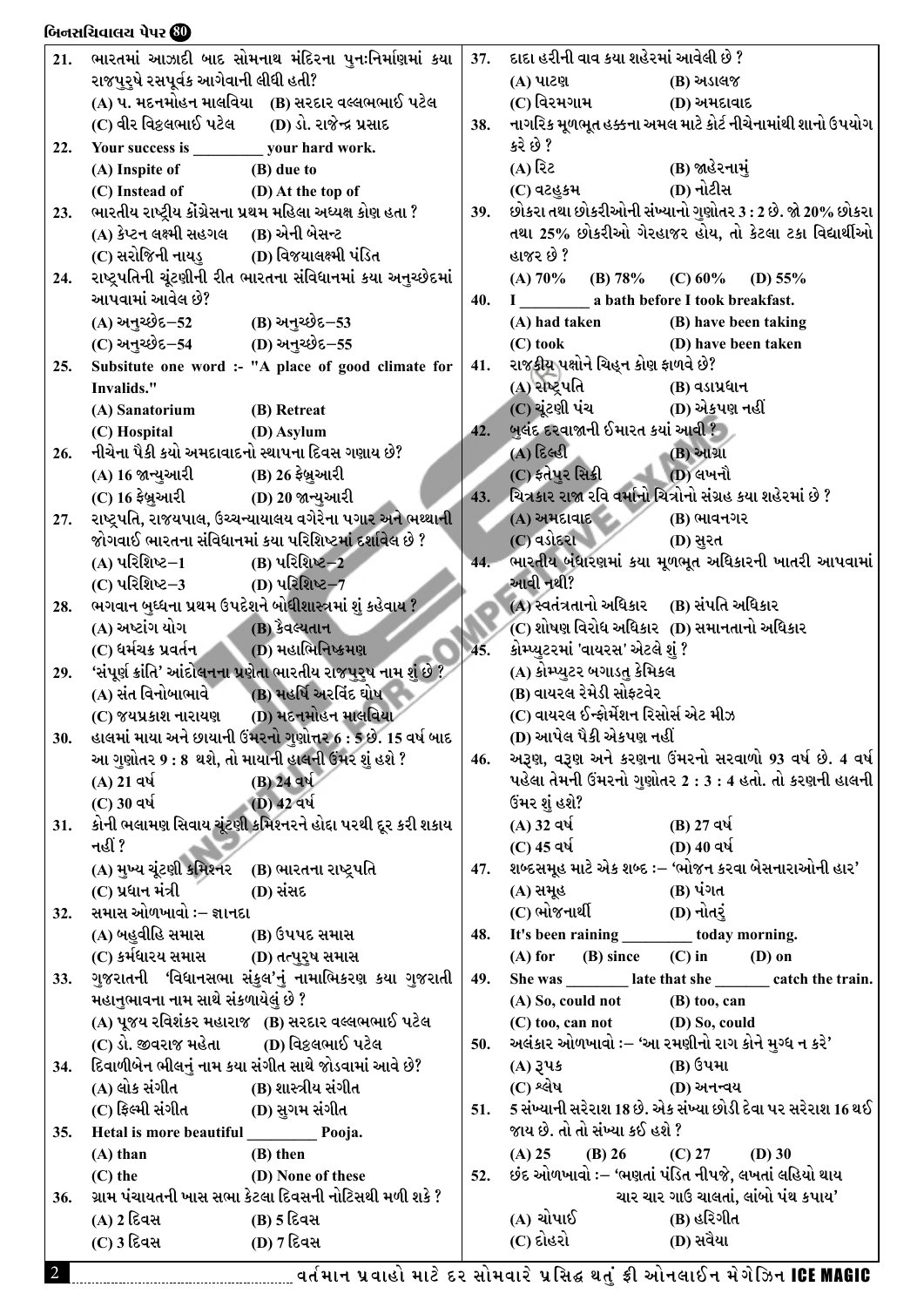21. ભારતમાં આઝાદી બાદ સોમનાથ મંદિરના પુનઃનિર્માણમાં કયા રાજપુરુષે રસપૂર્વક આગેવાની લીધી હતી?
(A) પ. મદનમોહન માલવિયા (B) સરદાર વલ્લભભાઈ પટેલ
(C) વીર વિઠ્ઠલભાઈ પટેલ (D) ડો. રાજેન્દ્ર પ્રસાદ

22. Your success is _________ your hard work.
(A) Inspite of (B) due to
(C) Instead of (D) At the top of

23. ભારતીય રાષ્ટ્રીય કોંગ્રેસના પ્રથમ મહિલા અધ્યક્ષ કોણ હતા ?
(A) કેપ્ટન લક્ષ્મી સહગલ (B) એની બેસન્ટ
(C) સરોજિની નાયડુ (D) વિજયાલક્ષ્મી પંડિત

24. રાષ્ટ્રપતિની ચૂંટણીની રીત ભારતના સંવિધાનમાં કયા અનુચ્છેદમાં આપવામાં આવેલ છે?
(A) અનુચ્છેદ–52 (B) અનુચ્છેદ–53
(C) અનુચ્છેદ–54 (D) અનુચ્છેદ–55

25. Subsitute one word :- "A place of good climate for Invalids."
(A) Sanatorium (B) Retreat
(C) Hospital (D) Asylum

26. નીચેના પૈકી કયો અમદાવાદનો સ્થાપના દિવસ ગણાય છે?
(A) 16 જાન્યુઆરી (B) 26 ફેબ્રુઆરી
(C) 16 ફેબ્રુઆરી (D) 20 જાન્યુઆરી

27. રાષ્ટ્રપતિ, રાજ્યપાલ, ઉચ્ચન્યાયાલય વગેરેના પગાર અને ભથ્થાની જોગવાઈ ભારતના સંવિધાનમાં કયા પરિશિષ્ટમાં દર્શાવેલ છે ?
(A) પરિશિષ્ટ–1 (B) પરિશિષ્ટ–2
(C) પરિશિષ્ટ–3 (D) પરિશિષ્ટ–7

28. ભગવાન બુધ્ધના પ્રથમ ઉપદેશને બોધીશાસ્ત્રમાં શું કહેવાય ?
(A) અષ્ટાંગ યોગ (B) કૈવલ્યતાન
(C) ધર્મચક્ર પ્રવર્તન (D) મહાભિનિષ્ક્રમણ

29. 'સંપૂર્ણ ક્રાંતિ' આંદોલનના પ્રણેતા ભારતીય રાજપુરુષ નામ શું છે ?
(A) સંત વિનોબાભાવે (B) મહર્ષિ અરવિંદ ઘોષ
(C) જયપ્રકાશ નારાયણ (D) મદનમોહન માલવિયા

30. હાલમાં માયા અને છાયાની ઉંમરનો ગુણોત્તર 6 : 5 છે. 15 વર્ષ બાદ આ ગુણોત્તર 9 : 8 થશે, તો માયાની હાલની ઉંમર શું હશે ?
(A) 21 વર્ષ (B) 24 વર્ષ
(C) 30 વર્ષ (D) 42 વર્ષ

31. કોની ભલામણ સિવાય ચૂંટણી કમિશ્નરને હોદ્દા પરથી દૂર કરી શકાય નહીં ?
(A) મુખ્ય ચૂંટણી કમિશ્નર (B) ભારતના રાષ્ટ્રપતિ
(C) પ્રધાન મંત્રી (D) સંસદ

32. સમાસ ઓળખાવો :– જ્ઞાનદા
(A) બહુવ્રીહિ સમાસ (B) ઉપપદ સમાસ
(C) કર્મધારય સમાસ (D) તત્પુરુષ સમાસ

33. ગુજરાતની 'વિધાનસભા સંકુલ'નું નામાભિકરણ કયા ગુજરાતી મહાનુભાવના નામ સાથે સંકળાયેલું છે ?
(A) પૂજ્ય રવિશંકર મહારાજ (B) સરદાર વલ્લભભાઈ પટેલ
(C) ડો. જીવરાજ મહેતા (D) વિઠ્ઠલભાઈ પટેલ

34. દિવાળીબેન ભીલનું નામ કયા સંગીત સાથે જોડવામાં આવે છે?
(A) લોક સંગીત (B) શાસ્ત્રીય સંગીત
(C) ફિલ્મી સંગીત (D) સુગમ સંગીત

35. Hetal is more beautiful _________ Pooja.
(A) than (B) then
(C) the (D) None of these

36. ગ્રામ પંચાયતની ખાસ સભા કેટલા દિવસની નોટિસથી મળી શકે ?
(A) 2 દિવસ (B) 5 દિવસ
(C) 3 દિવસ (D) 7 દિવસ

37. દાદા હરીની વાવ કયા શહેરમાં આવેલી છે ?
(A) પાટણ (B) અડાલજ
(C) વિરમગામ (D) અમદાવાદ

38. નાગરિક મૂળભૂત હક્કના અમલ માટે કોર્ટ નીચેનામાંથી શાનો ઉપયોગ કરે છે ?
(A) રિટ (B) જાહેરનામું
(C) વટહુકમ (D) નોટીસ

39. છોકરા તથા છોકરીઓની સંખ્યાનો ગુણોત્તર 3 : 2 છે. જો 20% છોકરા તથા 25% છોકરીઓ ગેરહાજર હોય, તો કેટલા ટકા વિદ્યાર્થીઓ હાજર છે ?
(A) 70% (B) 78% (C) 60% (D) 55%

40. I _________ a bath before I took breakfast.
(A) had taken (B) have been taking
(C) took (D) have been taken

41. રાજકીય પક્ષોને ચિહ્ન કોણ ફાળવે છે?
(A) રાષ્ટ્રપતિ (B) વડાપ્રધાન
(C) ચૂંટણી પંચ (D) એકપણ નહીં

42. બુલંદ દરવાજાની ઈમારત ક્યાં આવી ?
(A) દિલ્હી (B) આગ્રા
(C) ફતેપુર સિક્રી (D) લખનૌ

43. ચિત્રકાર રાજા રવિ વર્માનો ચિત્રોનો સંગ્રહ કયા શહેરમાં છે ?
(A) અમદાવાદ (B) ભાવનગર
(C) વડોદરા (D) સુરત

44. ભારતીય બંધારણમાં કયા મૂળભૂત અધિકારની ખાતરી આપવામાં આવી નથી?
(A) સ્વતંત્રતાનો અધિકાર (B) સંપતિ અધિકાર
(C) શોષણ વિરોધ અધિકાર (D) સમાનતાનો અધિકાર

45. કોમ્પ્યુટરમાં 'વાયરસ' એટલે શું ?
(A) કોમ્પ્યુટર બગાડતુ કેમિકલ
(B) વાયરલ રેમેડી સોફ્ટવેર
(C) વાયરલ ઈન્ફોર્મેશન રિસોર્સ એટ મીઝ
(D) આપેલ પૈકી એકપણ નહીં

46. અરૂણ, વરૂણ અને કરણના ઉંમરનો સરવાળો 93 વર્ષ છે. 4 વર્ષ પહેલા તેમની ઉંમરનો ગુણોત્તર 2 : 3 : 4 હતો. તો કરણની હાલની ઉંમર શું હશે?
(A) 32 વર્ષ (B) 27 વર્ષ
(C) 45 વર્ષ (D) 40 વર્ષ

47. શબ્દસમૂહ માટે એક શબ્દ :– 'ભોજન કરવા બેસનારાઓની હાર'
(A) સમૂહ (B) પંગત
(C) ભોજનાર્થી (D) નોતરું

48. It's been raining _________ today morning.
(A) for (B) since (C) in (D) on

49. She was _________ late that she _______ catch the train.
(A) So, could not (B) too, can
(C) too, can not (D) So, could

50. અલંકાર ઓળખાવો :– 'આ રમણીનો રાગ કોને મુગ્ધ ન કરે'
(A) રૂપક (B) ઉપમા
(C) શ્લેષ (D) અનન્વય

51. 5 સંખ્યાની સરેરાશ 18 છે. એક સંખ્યા છોડી દેવા પર સરેરાશ 16 થઈ જાય છે. તો તે સંખ્યા કઈ હશે ?
(A) 25 (B) 26 (C) 27 (D) 30

52. છંદ ઓળખાવો :– 'ભણતાં પંડિત નીપજે, લખતાં લહિયો થાય
ચાર ચાર ગાઉ ચાલતાં, લાંબો પંથ કપાય'
(A) ચોપાઈ (B) હરિગીત
(C) દોહરો (D) સવૈયા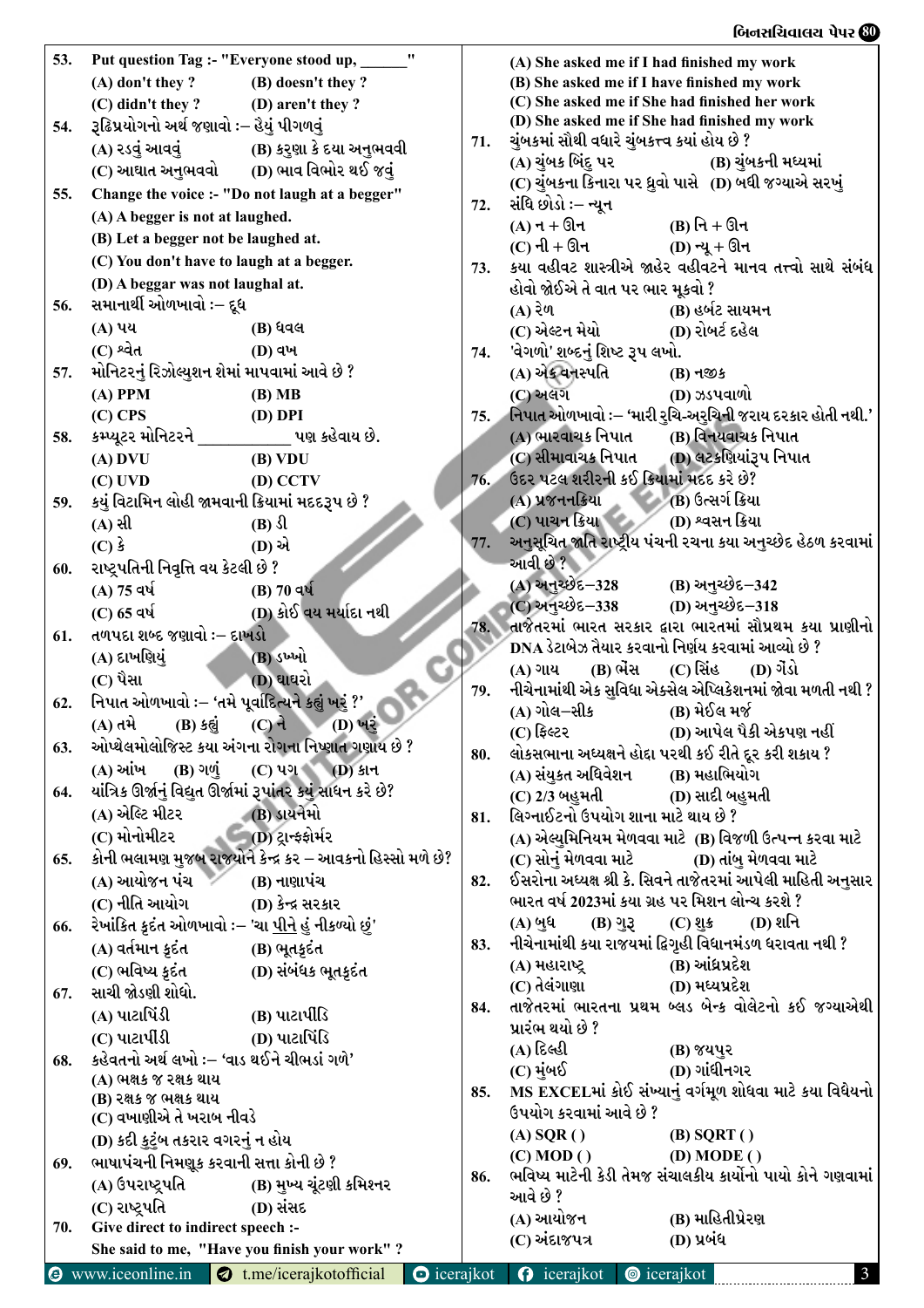53. Put question Tag :- "Everyone stood up, ______"

(A) don't they ? (B) doesn't they ?

(C) didn't they ? (D) aren't they ?

54. રૂઢિપ્રયોગનો અર્થ જણાવો :– હૈયું પીગળવું

(A) રડવું આવવું (B) કરુણા કે દયા અનુભવવી

(C) આઘાત અનુભવવો (D) ભાવ વિભોર થઈ જવું

55. Change the voice :- "Do not laugh at a begger"

(A) A begger is not at laughed.

(B) Let a begger not be laughed at.

(C) You don't have to laugh at a begger.

(D) A beggar was not laughal at.

56. સમાનાર્થી ઓળખાવો :– દૂધ

(A) પય (B) ધવલ

(C) શ્વેત (D) વખ

57. મોનિટરનું રિઝોલ્યુશન શેમાં માપવામાં આવે છે ?

(A) PPM (B) MB

(C) CPS (D) DPI

58. કમ્પ્યૂટર મોનિટરને __________ પણ કહેવાય છે.

(A) DVU (B) VDU

(C) UVD (D) CCTV

59. કયું વિટામિન લોહી જામવાની ક્રિયામાં મદદરૂપ છે ?

(A) સી (B) ડી

(C) કે (D) એ

60. રાષ્ટ્રપતિની નિવૃત્તિ વય કેટલી છે ?

(A) 75 વર્ષ (B) 70 વર્ષ

(C) 65 વર્ષ (D) કોઈ વય મર્યાદા નથી

61. તળપદા શબ્દ જણાવો :– દાખડો

(A) દાખણિયું (B) ડખ્ખો

(C) પૈસા (D) ઘાઘરો

62. નિપાત ઓળખાવો :– 'તમે પૂર્વાદિત્યને કહ્યું ખરું ?'

(A) તમે (B) કહ્યું (C) ને (D) ખરું

63. ઓપ્થેલમોલોજિસ્ટ કયા અંગના રોગના નિષ્ણાત ગણાય છે ?

(A) આંખ (B) ગળું (C) પગ (D) કાન

64. યાંત્રિક ઊર્જાનું વિદ્યુત ઊર્જામાં રૂપાંતર કયું સાધન કરે છે?

(A) એલ્ટિ મીટર (B) ડાયનેમો

(C) મોનોમીટર (D) ટ્રાન્સફોર્મર

65. કોની ભલામણ મુજબ રાજ્યોને કેન્દ્ર કર – આવકનો હિસ્સો મળે છે?

(A) આયોજન પંચ (B) નાણાપંચ

(C) નીતિ આયોગ (D) કેન્દ્ર સરકાર

66. રેખાંકિત કૃદંત ઓળખાવો :– 'ચા <u>પીને</u> હું નીકળ્યો છું'

(A) વર્તમાન કૃદંત (B) ભૂતકૃદંત

(C) ભવિષ્ય કૃદંત (D) સંબંધક ભૂતકૃદંત

67. સાચી જોડણી શોધો.

(A) પાટાપિંડી (B) પાટાપીડિ

(C) પાટાપીડી (D) પાટાપિંડિ

68. કહેવતનો અર્થ લખો :– 'વાડ થઈને ચીભડાં ગળે'

(A) ભક્ષક જ રક્ષક થાય

(B) રક્ષક જ ભક્ષક થાય

(C) વખાણીએ તે ખરાબ નીવડે

(D) કદી કુટુંબ તકરાર વગરનું ન હોય

69. ભાષાપંચની નિમણૂક કરવાની સત્તા કોની છે ?

(A) ઉપરાષ્ટ્રપતિ (B) મુખ્ય ચૂંટણી કમિશ્નર

(C) રાષ્ટ્રપતિ (D) સંસદ

70. Give direct to indirect speech :-

She said to me, "Have you finish your work" ?

(A) She asked me if I had finished my work

(B) She asked me if I have finished my work

(C) She asked me if She had finished her work

(D) She asked me if She had finished my work

71. ચુંબકમાં સૌથી વધારે ચુંબકત્વ ક્યાં હોય છે ?

(A) ચુંબક બિંદુ પર (B) ચુંબકની મધ્યમાં

(C) ચુંબકના કિનારા પર ધ્રુવો પાસે (D) બધી જગ્યાએ સરખું

72. સંધિ છોડો :– ન્યૂન

(A) ન + ઊન (B) નિ + ઊન

(C) ની + ઊન (D) ન્યૂ + ઊન

73. કયા વહીવટ શાસ્ત્રીએ જાહેર વહીવટને માનવ તત્ત્વો સાથે સંબંધ હોવો જોઈએ તે વાત પર ભાર મૂકવો ?

(A) રેળ (B) હર્બટ સાયમન

(C) એલ્ટન મેયો (D) રોબર્ટ દહેલ

74. 'વેગળો' શબ્દનું શિષ્ટ રૂપ લખો.

(A) એક વનસ્પતિ (B) નજીક

(C) અલગ (D) ઝડપવાળો

75. નિપાત ઓળખાવો :– 'મારી રુચિ-અરુચિની જરાય દરકાર હોતી નથી.'

(A) ભારવાચક નિપાત (B) વિનયવાચક નિપાત

(C) સીમાવાચક નિપાત (D) લટકણિયાંરૂપ નિપાત

76. ઉદર પટલ શરીરની કઈ ક્રિયામાં મદદ કરે છે?

(A) પ્રજનનક્રિયા (B) ઉત્સર્ગ ક્રિયા

(C) પાચન ક્રિયા (D) શ્વસન ક્રિયા

77. અનુસૂચિત જાતિ રાષ્ટ્રીય પંચની રચના કયા અનુચ્છેદ હેઠળ કરવામાં આવી છે ?

(A) અનુચ્છેદ–328 (B) અનુચ્છેદ–342

(C) અનુચ્છેદ–338 (D) અનુચ્છેદ–318

78. તાજેતરમાં ભારત સરકાર દ્વારા ભારતમાં સૌપ્રથમ કયા પ્રાણીનો DNA ડેટાબેઝ તૈયાર કરવાનો નિર્ણય કરવામાં આવ્યો છે ?

(A) ગાય (B) ભેંસ (C) સિંહ (D) ગેંડો

79. નીચેનામાંથી એક સુવિધા એક્સેલ એપ્લિકેશનમાં જોવા મળતી નથી ?

(A) ગોલ–સીક (B) મેઈલ મર્જ

(C) ફિલ્ટર (D) આપેલ પૈકી એકપણ નહીં

80. લોકસભાના અધ્યક્ષને હોદ્દા પરથી કઈ રીતે દૂર કરી શકાય ?

(A) સંયુક્ત અધિવેશન (B) મહાભિયોગ

(C) 2/3 બહુમતી (D) સાદી બહુમતી

81. લિગ્નાઈટનો ઉપયોગ શાના માટે થાય છે ?

(A) એલ્યુમિનિયમ મેળવવા માટે (B) વિજળી ઉત્પન્ન કરવા માટે

(C) સોનું મેળવવા માટે (D) તાંબુ મેળવવા માટે

82. ઈસરોના અધ્યક્ષ શ્રી કે. સિવને તાજેતરમાં આપેલી માહિતી અનુસાર ભારત વર્ષ 2023માં કયા ગ્રહ પર મિશન લોન્ચ કરશે ?

(A) બુધ (B) ગુરૂ (C) શુક્ર (D) શનિ

83. નીચેનામાંથી કયા રાજયમાં દ્વિગૃહી વિધાનમંડળ ધરાવતા નથી ?

(A) મહારાષ્ટ્ર (B) આંધ્રપ્રદેશ

(C) તેલંગાણા (D) મધ્યપ્રદેશ

84. તાજેતરમાં ભારતના પ્રથમ બ્લડ બેન્ક વોલેટનો કઈ જગ્યાએથી પ્રારંભ થયો છે ?

(A) દિલ્હી (B) જયપુર

(C) મુંબઈ (D) ગાંધીનગર

85. MS EXCELમાં કોઈ સંખ્યાનું વર્ગમૂળ શોધવા માટે કયા વિધેયનો ઉપયોગ કરવામાં આવે છે ?

(A) SQR ( ) (B) SQRT ( )

(C) MOD ( ) (D) MODE ( )

86. ભવિષ્ય માટેની કેડી તેમજ સંચાલકીય કાર્યોનો પાયો કોને ગણવામાં આવે છે ?

(A) આયોજન (B) માહિતીપ્રેરણ

(C) અંદાજપત્ર (D) પ્રબંધ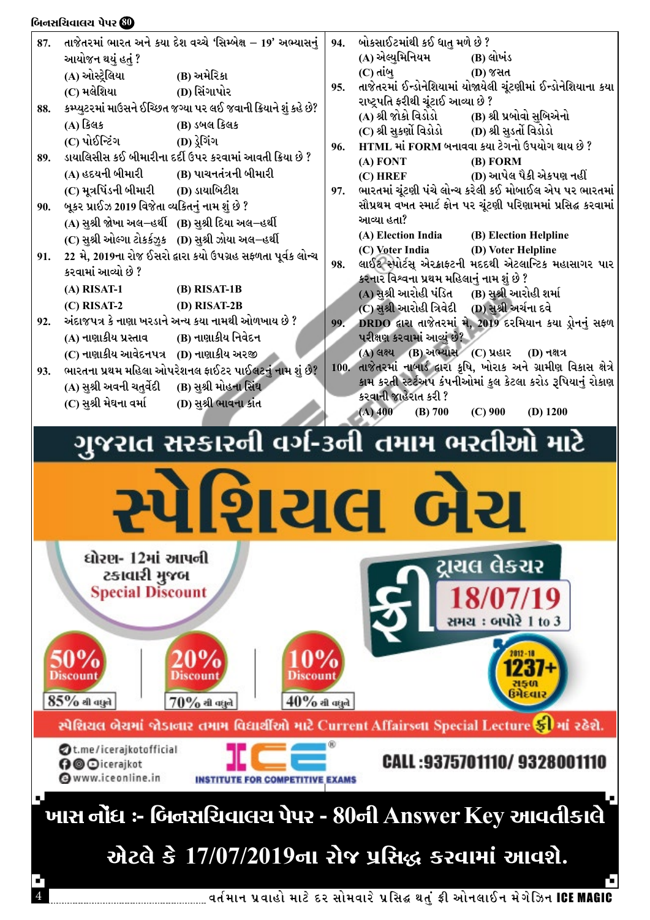87. તાજેતરમાં ભારત અને કયા દેશ વચ્ચે 'સિમ્બેક્ષ – 19' અભ્યાસનું આયોજન થયું હતું ?
(A) ઓસ્ટ્રેલિયા (B) અમેરિકા
(C) મલેશિયા (D) સિંગાપોર

88. કમ્પ્યુટરમાં માઉસને ઈચ્છિત જગ્યા પર લઈ જવાની ક્રિયાને શું કહે છે?
(A) ક્લિક (B) ડબલ ક્લિક
(C) પોઈન્ટિંગ (D) ડ્રેગિંગ

89. ડાયાલિસીસ કઈ બીમારીના દર્દી ઉપર કરવામાં આવતી ક્રિયા છે ?
(A) હૃદયની બીમારી (B) પાચનતંત્રની બીમારી
(C) મૂત્રપિંડની બીમારી (D) ડાયાબિટીશ

90. બુકર પ્રાઈઝ 2019 વિજેતા વ્યક્તિનું નામ શું છે ?
(A) સુશ્રી જોખા અલ–હર્થી (B) સુશ્રી દિયા અલ–હર્થી
(C) સુશ્રી ઓલ્ગા ટોકર્ઝુક (D) સુશ્રી ઝોયા અલ–હર્થી

91. 22 મે, 2019ના રોજ ઈસરો દ્વારા કયો ઉપગ્રહ સફળતા પૂર્વક લોન્ચ કરવામાં આવ્યો છે ?
(A) RISAT-1 (B) RISAT-1B
(C) RISAT-2 (D) RISAT-2B

92. અંદાજપત્ર કે નાણા ખરડાને અન્ય કયા નામથી ઓળખાય છે ?
(A) નાણાકીય પ્રસ્તાવ (B) નાણાકીય નિવેદન
(C) નાણાકીય આવેદનપત્ર (D) નાણાકીય અરજી

93. ભારતના પ્રથમ મહિલા ઓપરેશનલ ફાઈટર પાઈલટનું નામ શું છે?
(A) સુશ્રી અવની ચતુર્વેદી (B) સુશ્રી મોહના સિંઘ
(C) સુશ્રી મેઘના વર્મા (D) સુશ્રી ભાવના કાંત

94. બોક્સાઈટમાંથી કઈ ધાતુ મળે છે ?
(A) એલ્યુમિનિયમ (B) લોખંડ
(C) તાંબુ (D) જસત

95. તાજેતરમાં ઈન્ડોનેશિયામાં યોજાયેલી ચૂંટણીમાં ઈન્ડોનેશિયાના કયા રાષ્ટ્રપતિ ફરીથી ચૂંટાઈ આવ્યા છે ?
(A) શ્રી જોકો વિડોડો (B) શ્રી પ્રબોવો સુબિએનો
(C) શ્રી સુકર્ણો વિડોડો (D) શ્રી સુહર્તો વિડોડો

96. HTML માં FORM બનાવવા કયા ટેગનો ઉપયોગ થાય છે ?
(A) FONT (B) FORM
(C) HREF (D) આપેલ પૈકી એકપણ નહીં

97. ભારતમાં ચૂંટણી પંચે લોન્ચ કરેલી કઈ મોબાઈલ એપ પર ભારતમાં સૌપ્રથમ વખત સ્માર્ટ ફોન પર ચૂંટણી પરિણામમાં પ્રસિદ્ધ કરવામાં આવ્યા હતા?
(A) Election India (B) Election Helpline
(C) Voter India (D) Voter Helpline

98. લાઈટ સ્પોર્ટસ્ એરક્રાફટની મદદથી એટલાન્ટિક મહાસાગર પાર કરનાર વિશ્વના પ્રથમ મહિલાનું નામ શું છે ?
(A) સુશ્રી આરોહી પંડિત (B) સુશ્રી આરોહી શર્મા
(C) સુશ્રી આરોહી ત્રિવેદી (D) સુશ્રી અર્ચના દવે

99. DRDO દ્વારા તાજેતરમાં મે, 2019 દરમિયાન કયા ડ્રોનનું સફળ પરીક્ષણ કરવામાં આવ્યું છે?
(A) લક્ષ્ય (B) અભ્યાસ (C) પ્રહાર (D) નક્ષત્ર

100. તાજેતરમાં નાબાર્ડ દ્વારા કૃષિ, ખોરાક અને ગ્રામીણ વિકાસ ક્ષેત્રે કામ કરતી સ્ટર્ટઅપ કંપનીઓમાં કુલ કેટલા કરોડ રૂપિયાનું રોકાણ કરવાની જાહેરાત કરી ?
(A) 400 (B) 700 (C) 900 (D) 1200

# ગુજરાત સરકારની વર્ગ-3ની તમામ ભરતીઓ માટે

# સ્પેશિયલ બેચ

ધોરણ- 12માં આપની ટકાવારી મુજબ **Special Discount**

ફ્રી ટ્રાયલ લેક્ચર 18/07/19 સમય : બપોરે 1 to 3

50% Discount – 85% થી વધુને
20% Discount – 70% થી વધુને
10% Discount – 40% થી વધુને

2012-18 1237+ સફળ ઉમેદવાર

સ્પેશિયલ બેચમાં જોડાનાર તમામ વિદ્યાર્થીઓ માટે Current Affairsના Special Lecture ફ્રીમાં રહેશે.

t.me/icerajkotofficial
icerajkot
www.iceonline.in

ICE – INSTITUTE FOR COMPETITIVE EXAMS

CALL :9375701110/ 9328001110

**ખાસ નોંધ :- બિનસચિવાલય પેપર - 80ની Answer Key આવતીકાલે એટલે કે 17/07/2019ના રોજ પ્રસિદ્ધ કરવામાં આવશે.**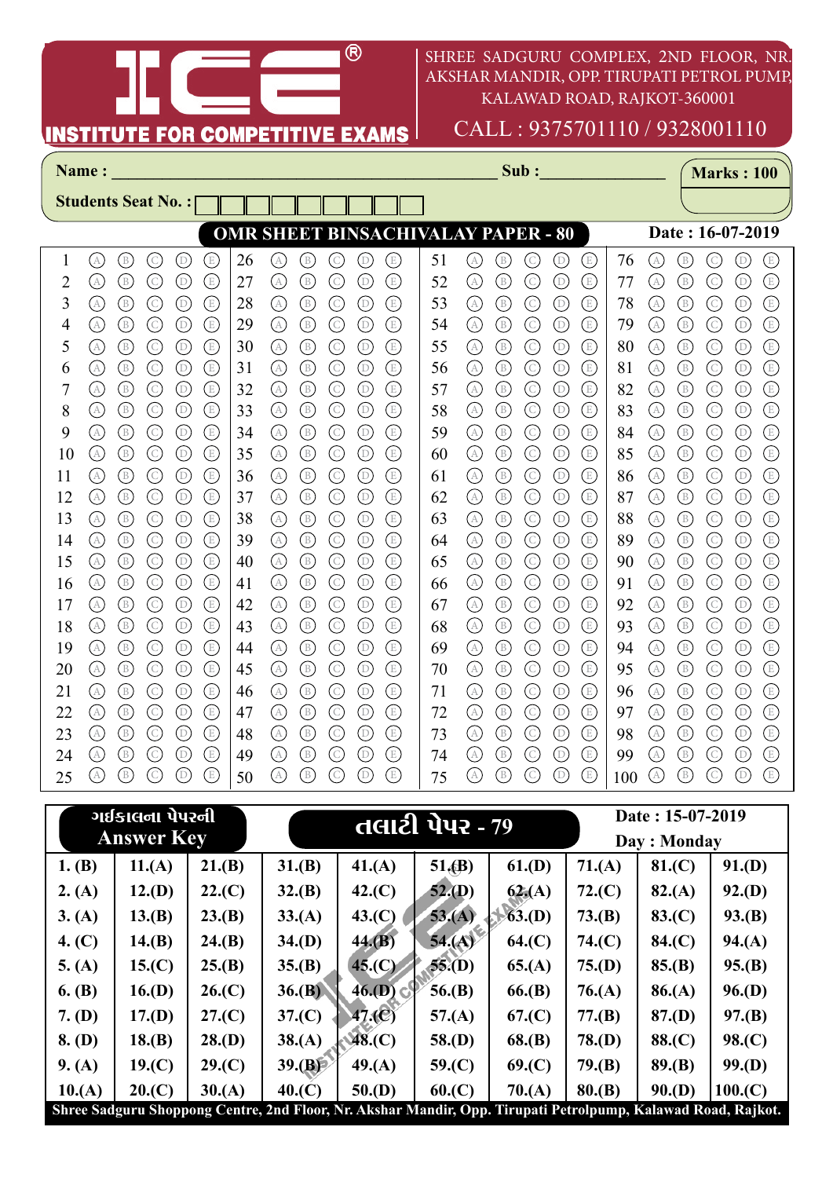# ICE®

**INSTITUTE FOR COMPETITIVE EXAMS**

SHREE SADGURU COMPLEX, 2ND FLOOR, NR. AKSHAR MANDIR, OPP. TIRUPATI PETROL PUMP, KALAWAD ROAD, RAJKOT-360001

CALL : 9375701110 / 9328001110

**Name :** ______________________ **Sub :** ____________ **Marks : 100**

**Students Seat No. :** ☐☐☐☐☐☐☐☐☐

## OMR SHEET BINSACHIVALAY PAPER - 80

**Date : 16-07-2019**

| | | | | | | | | | | | | | | | | | | | | | | | |
|---|---|---|---|---|---|---|---|---|---|---|---|---|---|---|---|---|---|---|---|---|---|---|---|
| 1 | Ⓐ | Ⓑ | Ⓒ | Ⓓ | Ⓔ | 26 | Ⓐ | Ⓑ | Ⓒ | Ⓓ | Ⓔ | 51 | Ⓐ | Ⓑ | Ⓒ | Ⓓ | Ⓔ | 76 | Ⓐ | Ⓑ | Ⓒ | Ⓓ | Ⓔ |
| 2 | Ⓐ | Ⓑ | Ⓒ | Ⓓ | Ⓔ | 27 | Ⓐ | Ⓑ | Ⓒ | Ⓓ | Ⓔ | 52 | Ⓐ | Ⓑ | Ⓒ | Ⓓ | Ⓔ | 77 | Ⓐ | Ⓑ | Ⓒ | Ⓓ | Ⓔ |
| 3 | Ⓐ | Ⓑ | Ⓒ | Ⓓ | Ⓔ | 28 | Ⓐ | Ⓑ | Ⓒ | Ⓓ | Ⓔ | 53 | Ⓐ | Ⓑ | Ⓒ | Ⓓ | Ⓔ | 78 | Ⓐ | Ⓑ | Ⓒ | Ⓓ | Ⓔ |
| 4 | Ⓐ | Ⓑ | Ⓒ | Ⓓ | Ⓔ | 29 | Ⓐ | Ⓑ | Ⓒ | Ⓓ | Ⓔ | 54 | Ⓐ | Ⓑ | Ⓒ | Ⓓ | Ⓔ | 79 | Ⓐ | Ⓑ | Ⓒ | Ⓓ | Ⓔ |
| 5 | Ⓐ | Ⓑ | Ⓒ | Ⓓ | Ⓔ | 30 | Ⓐ | Ⓑ | Ⓒ | Ⓓ | Ⓔ | 55 | Ⓐ | Ⓑ | Ⓒ | Ⓓ | Ⓔ | 80 | Ⓐ | Ⓑ | Ⓒ | Ⓓ | Ⓔ |
| 6 | Ⓐ | Ⓑ | Ⓒ | Ⓓ | Ⓔ | 31 | Ⓐ | Ⓑ | Ⓒ | Ⓓ | Ⓔ | 56 | Ⓐ | Ⓑ | Ⓒ | Ⓓ | Ⓔ | 81 | Ⓐ | Ⓑ | Ⓒ | Ⓓ | Ⓔ |
| 7 | Ⓐ | Ⓑ | Ⓒ | Ⓓ | Ⓔ | 32 | Ⓐ | Ⓑ | Ⓒ | Ⓓ | Ⓔ | 57 | Ⓐ | Ⓑ | Ⓒ | Ⓓ | Ⓔ | 82 | Ⓐ | Ⓑ | Ⓒ | Ⓓ | Ⓔ |
| 8 | Ⓐ | Ⓑ | Ⓒ | Ⓓ | Ⓔ | 33 | Ⓐ | Ⓑ | Ⓒ | Ⓓ | Ⓔ | 58 | Ⓐ | Ⓑ | Ⓒ | Ⓓ | Ⓔ | 83 | Ⓐ | Ⓑ | Ⓒ | Ⓓ | Ⓔ |
| 9 | Ⓐ | Ⓑ | Ⓒ | Ⓓ | Ⓔ | 34 | Ⓐ | Ⓑ | Ⓒ | Ⓓ | Ⓔ | 59 | Ⓐ | Ⓑ | Ⓒ | Ⓓ | Ⓔ | 84 | Ⓐ | Ⓑ | Ⓒ | Ⓓ | Ⓔ |
| 10 | Ⓐ | Ⓑ | Ⓒ | Ⓓ | Ⓔ | 35 | Ⓐ | Ⓑ | Ⓒ | Ⓓ | Ⓔ | 60 | Ⓐ | Ⓑ | Ⓒ | Ⓓ | Ⓔ | 85 | Ⓐ | Ⓑ | Ⓒ | Ⓓ | Ⓔ |
| 11 | Ⓐ | Ⓑ | Ⓒ | Ⓓ | Ⓔ | 36 | Ⓐ | Ⓑ | Ⓒ | Ⓓ | Ⓔ | 61 | Ⓐ | Ⓑ | Ⓒ | Ⓓ | Ⓔ | 86 | Ⓐ | Ⓑ | Ⓒ | Ⓓ | Ⓔ |
| 12 | Ⓐ | Ⓑ | Ⓒ | Ⓓ | Ⓔ | 37 | Ⓐ | Ⓑ | Ⓒ | Ⓓ | Ⓔ | 62 | Ⓐ | Ⓑ | Ⓒ | Ⓓ | Ⓔ | 87 | Ⓐ | Ⓑ | Ⓒ | Ⓓ | Ⓔ |
| 13 | Ⓐ | Ⓑ | Ⓒ | Ⓓ | Ⓔ | 38 | Ⓐ | Ⓑ | Ⓒ | Ⓓ | Ⓔ | 63 | Ⓐ | Ⓑ | Ⓒ | Ⓓ | Ⓔ | 88 | Ⓐ | Ⓑ | Ⓒ | Ⓓ | Ⓔ |
| 14 | Ⓐ | Ⓑ | Ⓒ | Ⓓ | Ⓔ | 39 | Ⓐ | Ⓑ | Ⓒ | Ⓓ | Ⓔ | 64 | Ⓐ | Ⓑ | Ⓒ | Ⓓ | Ⓔ | 89 | Ⓐ | Ⓑ | Ⓒ | Ⓓ | Ⓔ |
| 15 | Ⓐ | Ⓑ | Ⓒ | Ⓓ | Ⓔ | 40 | Ⓐ | Ⓑ | Ⓒ | Ⓓ | Ⓔ | 65 | Ⓐ | Ⓑ | Ⓒ | Ⓓ | Ⓔ | 90 | Ⓐ | Ⓑ | Ⓒ | Ⓓ | Ⓔ |
| 16 | Ⓐ | Ⓑ | Ⓒ | Ⓓ | Ⓔ | 41 | Ⓐ | Ⓑ | Ⓒ | Ⓓ | Ⓔ | 66 | Ⓐ | Ⓑ | Ⓒ | Ⓓ | Ⓔ | 91 | Ⓐ | Ⓑ | Ⓒ | Ⓓ | Ⓔ |
| 17 | Ⓐ | Ⓑ | Ⓒ | Ⓓ | Ⓔ | 42 | Ⓐ | Ⓑ | Ⓒ | Ⓓ | Ⓔ | 67 | Ⓐ | Ⓑ | Ⓒ | Ⓓ | Ⓔ | 92 | Ⓐ | Ⓑ | Ⓒ | Ⓓ | Ⓔ |
| 18 | Ⓐ | Ⓑ | Ⓒ | Ⓓ | Ⓔ | 43 | Ⓐ | Ⓑ | Ⓒ | Ⓓ | Ⓔ | 68 | Ⓐ | Ⓑ | Ⓒ | Ⓓ | Ⓔ | 93 | Ⓐ | Ⓑ | Ⓒ | Ⓓ | Ⓔ |
| 19 | Ⓐ | Ⓑ | Ⓒ | Ⓓ | Ⓔ | 44 | Ⓐ | Ⓑ | Ⓒ | Ⓓ | Ⓔ | 69 | Ⓐ | Ⓑ | Ⓒ | Ⓓ | Ⓔ | 94 | Ⓐ | Ⓑ | Ⓒ | Ⓓ | Ⓔ |
| 20 | Ⓐ | Ⓑ | Ⓒ | Ⓓ | Ⓔ | 45 | Ⓐ | Ⓑ | Ⓒ | Ⓓ | Ⓔ | 70 | Ⓐ | Ⓑ | Ⓒ | Ⓓ | Ⓔ | 95 | Ⓐ | Ⓑ | Ⓒ | Ⓓ | Ⓔ |
| 21 | Ⓐ | Ⓑ | Ⓒ | Ⓓ | Ⓔ | 46 | Ⓐ | Ⓑ | Ⓒ | Ⓓ | Ⓔ | 71 | Ⓐ | Ⓑ | Ⓒ | Ⓓ | Ⓔ | 96 | Ⓐ | Ⓑ | Ⓒ | Ⓓ | Ⓔ |
| 22 | Ⓐ | Ⓑ | Ⓒ | Ⓓ | Ⓔ | 47 | Ⓐ | Ⓑ | Ⓒ | Ⓓ | Ⓔ | 72 | Ⓐ | Ⓑ | Ⓒ | Ⓓ | Ⓔ | 97 | Ⓐ | Ⓑ | Ⓒ | Ⓓ | Ⓔ |
| 23 | Ⓐ | Ⓑ | Ⓒ | Ⓓ | Ⓔ | 48 | Ⓐ | Ⓑ | Ⓒ | Ⓓ | Ⓔ | 73 | Ⓐ | Ⓑ | Ⓒ | Ⓓ | Ⓔ | 98 | Ⓐ | Ⓑ | Ⓒ | Ⓓ | Ⓔ |
| 24 | Ⓐ | Ⓑ | Ⓒ | Ⓓ | Ⓔ | 49 | Ⓐ | Ⓑ | Ⓒ | Ⓓ | Ⓔ | 74 | Ⓐ | Ⓑ | Ⓒ | Ⓓ | Ⓔ | 99 | Ⓐ | Ⓑ | Ⓒ | Ⓓ | Ⓔ |
| 25 | Ⓐ | Ⓑ | Ⓒ | Ⓓ | Ⓔ | 50 | Ⓐ | Ⓑ | Ⓒ | Ⓓ | Ⓔ | 75 | Ⓐ | Ⓑ | Ⓒ | Ⓓ | Ⓔ | 100 | Ⓐ | Ⓑ | Ⓒ | Ⓓ | Ⓔ |

## ગઈકાલના પેપરની Answer Key — તલાટી પેપર - 79

**Date : 15-07-2019**
**Day : Monday**

| | | | | | | | | | |
|---|---|---|---|---|---|---|---|---|---|
| 1. (B) | 11.(A) | 21.(B) | 31.(B) | 41.(A) | 51.(B) | 61.(D) | 71.(A) | 81.(C) | 91.(D) |
| 2. (A) | 12.(D) | 22.(C) | 32.(B) | 42.(C) | 52.(D) | 62.(A) | 72.(C) | 82.(A) | 92.(D) |
| 3. (A) | 13.(B) | 23.(B) | 33.(A) | 43.(C) | 53.(A) | 63.(D) | 73.(B) | 83.(C) | 93.(B) |
| 4. (C) | 14.(B) | 24.(B) | 34.(D) | 44.(B) | 54.(A) | 64.(C) | 74.(C) | 84.(C) | 94.(A) |
| 5. (A) | 15.(C) | 25.(B) | 35.(B) | 45.(C) | 55.(D) | 65.(A) | 75.(D) | 85.(B) | 95.(B) |
| 6. (B) | 16.(D) | 26.(C) | 36.(B) | 46.(D) | 56.(B) | 66.(B) | 76.(A) | 86.(A) | 96.(D) |
| 7. (D) | 17.(D) | 27.(C) | 37.(C) | 47.(C) | 57.(A) | 67.(C) | 77.(B) | 87.(D) | 97.(B) |
| 8. (D) | 18.(B) | 28.(D) | 38.(A) | 48.(C) | 58.(D) | 68.(B) | 78.(D) | 88.(C) | 98.(C) |
| 9. (A) | 19.(C) | 29.(C) | 39.(B) | 49.(A) | 59.(C) | 69.(C) | 79.(B) | 89.(B) | 99.(D) |
| 10.(A) | 20.(C) | 30.(A) | 40.(C) | 50.(D) | 60.(C) | 70.(A) | 80.(B) | 90.(D) | 100.(C) |

Shree Sadguru Shoppong Centre, 2nd Floor, Nr. Akshar Mandir, Opp. Tirupati Petrolpump, Kalawad Road, Rajkot.